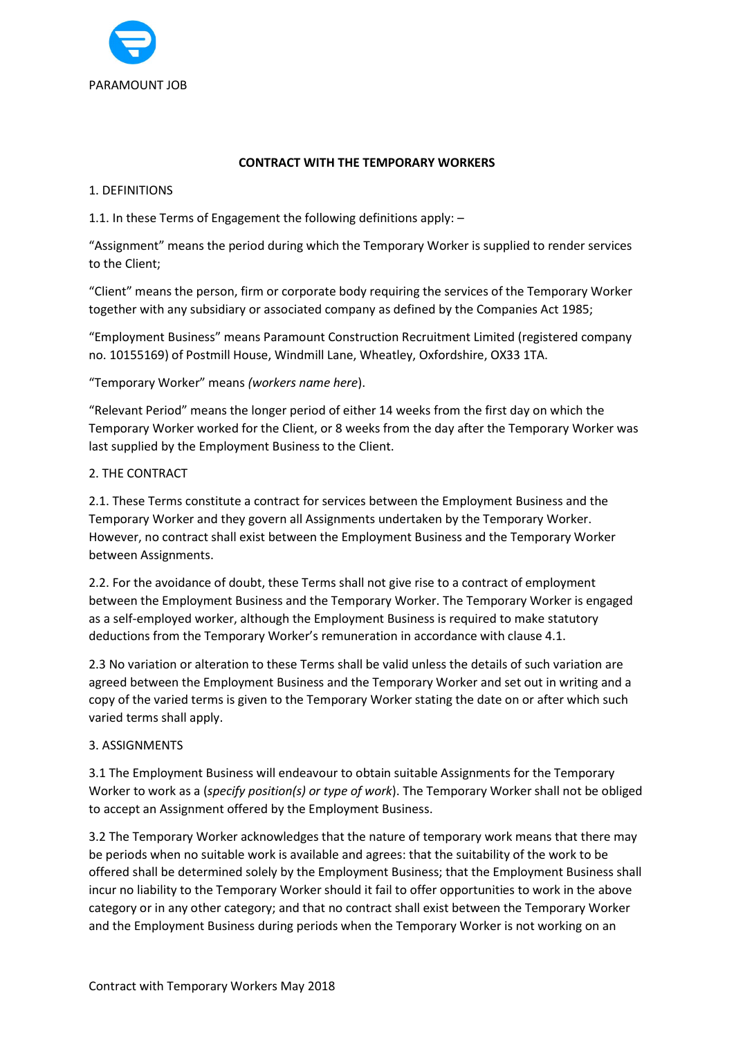PARAMOUNT JOB

**CONTRACT WITH THE TEMPORARY WORKERS**

1. DEFINITIONS

1.1. In these Terms of Engagement the following definitions apply: –

"Assignment" means the period during which the Temporary Worker is supplied to render services to the Client;

"Client" means the person, firm or corporate body requiring the services of the Temporary Worker together with any subsidiary or associated company as defined by the Companies Act 1985;

"Employment Business" means Paramount Construction Recruitment Limited (registered company no. 10155169) of Postmill House, Windmill Lane, Wheatley, Oxfordshire, OX33 1TA.

"Temporary Worker" means *(workers name here*).

"Relevant Period" means the longer period of either 14 weeks from the first day on which the Temporary Worker worked for the Client, or 8 weeks from the day after the Temporary Worker was last supplied by the Employment Business to the Client.

2. THE CONTRACT

2.1. These Terms constitute a contract for services between the Employment Business and the Temporary Worker and they govern all Assignments undertaken by the Temporary Worker. However, no contract shall exist between the Employment Business and the Temporary Worker between Assignments.

2.2. For the avoidance of doubt, these Terms shall not give rise to a contract of employment between the Employment Business and the Temporary Worker. The Temporary Worker is engaged as a self-employed worker, although the Employment Business is required to make statutory deductions from the Temporary Worker's remuneration in accordance with clause 4.1.

2.3 No variation or alteration to these Terms shall be valid unless the details of such variation are agreed between the Employment Business and the Temporary Worker and set out in writing and a copy of the varied terms is given to the Temporary Worker stating the date on or after which such varied terms shall apply.

3. ASSIGNMENTS

3.1 The Employment Business will endeavour to obtain suitable Assignments for the Temporary Worker to work as a (*specify position(s) or type of work*). The Temporary Worker shall not be obliged to accept an Assignment offered by the Employment Business.

3.2 The Temporary Worker acknowledges that the nature of temporary work means that there may be periods when no suitable work is available and agrees: that the suitability of the work to be offered shall be determined solely by the Employment Business; that the Employment Business shall incur no liability to the Temporary Worker should it fail to offer opportunities to work in the above category or in any other category; and that no contract shall exist between the Temporary Worker and the Employment Business during periods when the Temporary Worker is not working on an

Contract with Temporary Workers May 2018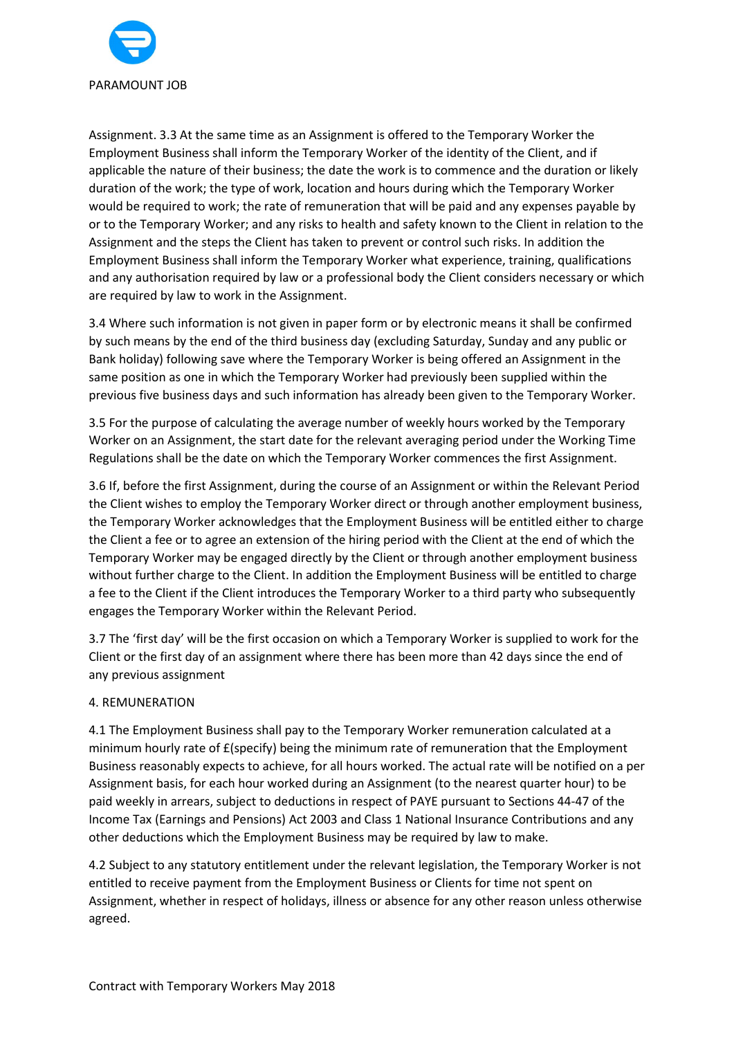Assignment. 3.3 At the same time as an Assignment is offered to the Temporary Worker the Employment Business shall inform the Temporary Worker of the identity of the Client, and if applicable the nature of their business; the date the work is to commence and the duration or likely duration of the work; the type of work, location and hours during which the Temporary Worker would be required to work; the rate of remuneration that will be paid and any expenses payable by or to the Temporary Worker; and any risks to health and safety known to the Client in relation to the Assignment and the steps the Client has taken to prevent or control such risks. In addition the Employment Business shall inform the Temporary Worker what experience, training, qualifications and any authorisation required by law or a professional body the Client considers necessary or which are required by law to work in the Assignment.

3.4 Where such information is not given in paper form or by electronic means it shall be confirmed by such means by the end of the third business day (excluding Saturday, Sunday and any public or Bank holiday) following save where the Temporary Worker is being offered an Assignment in the same position as one in which the Temporary Worker had previously been supplied within the previous five business days and such information has already been given to the Temporary Worker.

3.5 For the purpose of calculating the average number of weekly hours worked by the Temporary Worker on an Assignment, the start date for the relevant averaging period under the Working Time Regulations shall be the date on which the Temporary Worker commences the first Assignment.

3.6 If, before the first Assignment, during the course of an Assignment or within the Relevant Period the Client wishes to employ the Temporary Worker direct or through another employment business, the Temporary Worker acknowledges that the Employment Business will be entitled either to charge the Client a fee or to agree an extension of the hiring period with the Client at the end of which the Temporary Worker may be engaged directly by the Client or through another employment business without further charge to the Client. In addition the Employment Business will be entitled to charge a fee to the Client if the Client introduces the Temporary Worker to a third party who subsequently engages the Temporary Worker within the Relevant Period.

3.7 The 'first day' will be the first occasion on which a Temporary Worker is supplied to work for the Client or the first day of an assignment where there has been more than 42 days since the end of any previous assignment

4. REMUNERATION

4.1 The Employment Business shall pay to the Temporary Worker remuneration calculated at a minimum hourly rate of £(specify) being the minimum rate of remuneration that the Employment Business reasonably expects to achieve, for all hours worked. The actual rate will be notified on a per Assignment basis, for each hour worked during an Assignment (to the nearest quarter hour) to be paid weekly in arrears, subject to deductions in respect of PAYE pursuant to Sections 44-47 of the Income Tax (Earnings and Pensions) Act 2003 and Class 1 National Insurance Contributions and any other deductions which the Employment Business may be required by law to make.

4.2 Subject to any statutory entitlement under the relevant legislation, the Temporary Worker is not entitled to receive payment from the Employment Business or Clients for time not spent on Assignment, whether in respect of holidays, illness or absence for any other reason unless otherwise agreed.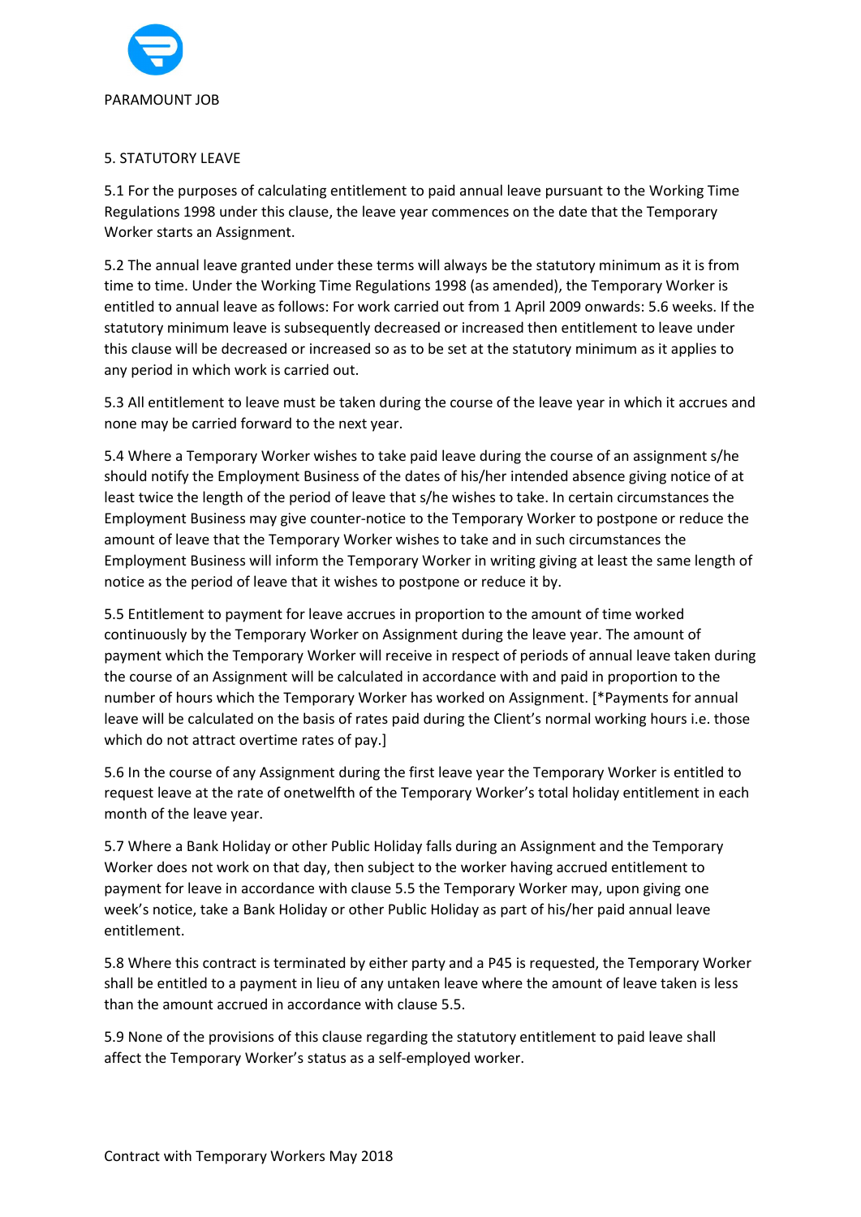PARAMOUNT JOB

## 5. STATUTORY LEAVE

5.1 For the purposes of calculating entitlement to paid annual leave pursuant to the Working Time Regulations 1998 under this clause, the leave year commences on the date that the Temporary Worker starts an Assignment.

5.2 The annual leave granted under these terms will always be the statutory minimum as it is from time to time. Under the Working Time Regulations 1998 (as amended), the Temporary Worker is entitled to annual leave as follows: For work carried out from 1 April 2009 onwards: 5.6 weeks. If the statutory minimum leave is subsequently decreased or increased then entitlement to leave under this clause will be decreased or increased so as to be set at the statutory minimum as it applies to any period in which work is carried out.

5.3 All entitlement to leave must be taken during the course of the leave year in which it accrues and none may be carried forward to the next year.

5.4 Where a Temporary Worker wishes to take paid leave during the course of an assignment s/he should notify the Employment Business of the dates of his/her intended absence giving notice of at least twice the length of the period of leave that s/he wishes to take. In certain circumstances the Employment Business may give counter-notice to the Temporary Worker to postpone or reduce the amount of leave that the Temporary Worker wishes to take and in such circumstances the Employment Business will inform the Temporary Worker in writing giving at least the same length of notice as the period of leave that it wishes to postpone or reduce it by.

5.5 Entitlement to payment for leave accrues in proportion to the amount of time worked continuously by the Temporary Worker on Assignment during the leave year. The amount of payment which the Temporary Worker will receive in respect of periods of annual leave taken during the course of an Assignment will be calculated in accordance with and paid in proportion to the number of hours which the Temporary Worker has worked on Assignment. [*Payments for annual leave will be calculated on the basis of rates paid during the Client's normal working hours i.e. those which do not attract overtime rates of pay.]

5.6 In the course of any Assignment during the first leave year the Temporary Worker is entitled to request leave at the rate of onetwelfth of the Temporary Worker's total holiday entitlement in each month of the leave year.

5.7 Where a Bank Holiday or other Public Holiday falls during an Assignment and the Temporary Worker does not work on that day, then subject to the worker having accrued entitlement to payment for leave in accordance with clause 5.5 the Temporary Worker may, upon giving one week's notice, take a Bank Holiday or other Public Holiday as part of his/her paid annual leave entitlement.

5.8 Where this contract is terminated by either party and a P45 is requested, the Temporary Worker shall be entitled to a payment in lieu of any untaken leave where the amount of leave taken is less than the amount accrued in accordance with clause 5.5.

5.9 None of the provisions of this clause regarding the statutory entitlement to paid leave shall affect the Temporary Worker's status as a self-employed worker.

Contract with Temporary Workers May 2018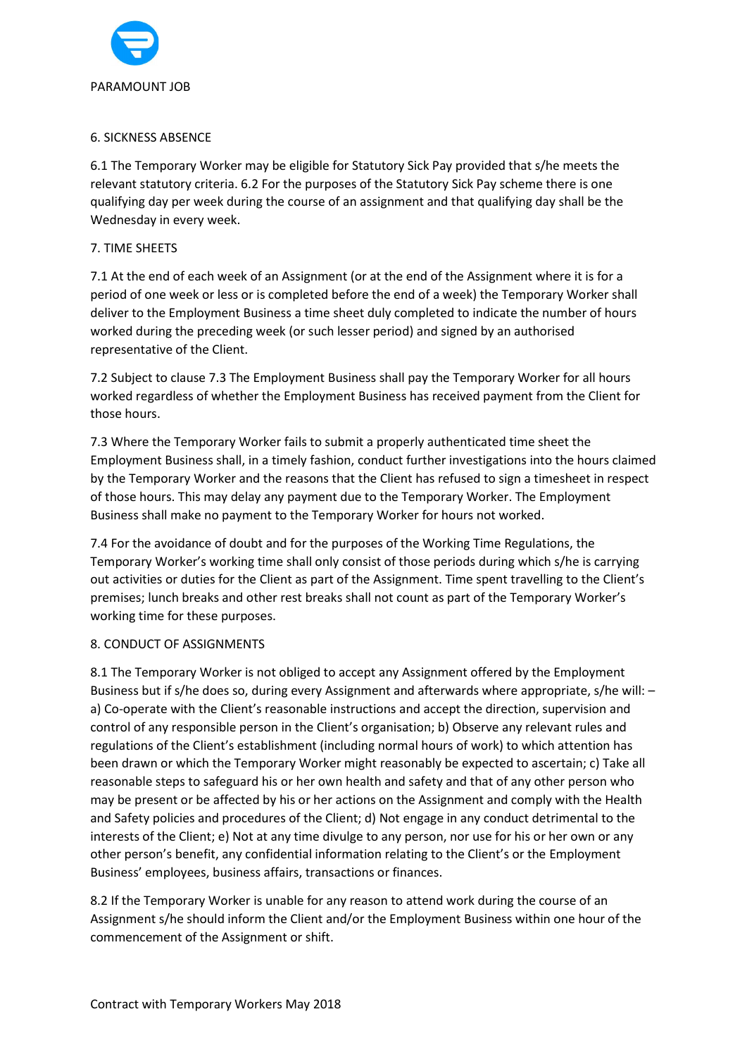## 6. SICKNESS ABSENCE

6.1 The Temporary Worker may be eligible for Statutory Sick Pay provided that s/he meets the relevant statutory criteria. 6.2 For the purposes of the Statutory Sick Pay scheme there is one qualifying day per week during the course of an assignment and that qualifying day shall be the Wednesday in every week.

## 7. TIME SHEETS

7.1 At the end of each week of an Assignment (or at the end of the Assignment where it is for a period of one week or less or is completed before the end of a week) the Temporary Worker shall deliver to the Employment Business a time sheet duly completed to indicate the number of hours worked during the preceding week (or such lesser period) and signed by an authorised representative of the Client.

7.2 Subject to clause 7.3 The Employment Business shall pay the Temporary Worker for all hours worked regardless of whether the Employment Business has received payment from the Client for those hours.

7.3 Where the Temporary Worker fails to submit a properly authenticated time sheet the Employment Business shall, in a timely fashion, conduct further investigations into the hours claimed by the Temporary Worker and the reasons that the Client has refused to sign a timesheet in respect of those hours. This may delay any payment due to the Temporary Worker. The Employment Business shall make no payment to the Temporary Worker for hours not worked.

7.4 For the avoidance of doubt and for the purposes of the Working Time Regulations, the Temporary Worker's working time shall only consist of those periods during which s/he is carrying out activities or duties for the Client as part of the Assignment. Time spent travelling to the Client's premises; lunch breaks and other rest breaks shall not count as part of the Temporary Worker's working time for these purposes.

## 8. CONDUCT OF ASSIGNMENTS

8.1 The Temporary Worker is not obliged to accept any Assignment offered by the Employment Business but if s/he does so, during every Assignment and afterwards where appropriate, s/he will: – a) Co-operate with the Client's reasonable instructions and accept the direction, supervision and control of any responsible person in the Client's organisation; b) Observe any relevant rules and regulations of the Client's establishment (including normal hours of work) to which attention has been drawn or which the Temporary Worker might reasonably be expected to ascertain; c) Take all reasonable steps to safeguard his or her own health and safety and that of any other person who may be present or be affected by his or her actions on the Assignment and comply with the Health and Safety policies and procedures of the Client; d) Not engage in any conduct detrimental to the interests of the Client; e) Not at any time divulge to any person, nor use for his or her own or any other person's benefit, any confidential information relating to the Client's or the Employment Business' employees, business affairs, transactions or finances.

8.2 If the Temporary Worker is unable for any reason to attend work during the course of an Assignment s/he should inform the Client and/or the Employment Business within one hour of the commencement of the Assignment or shift.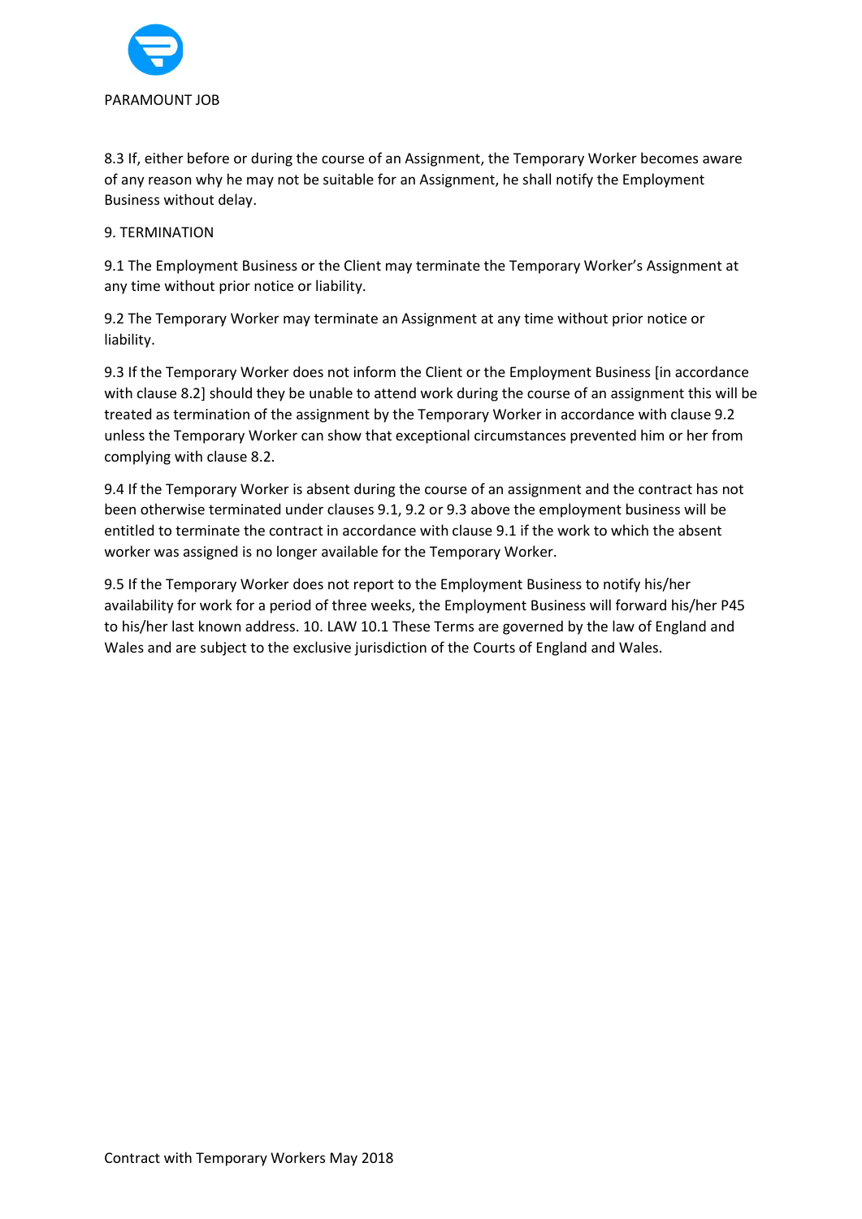8.3 If, either before or during the course of an Assignment, the Temporary Worker becomes aware of any reason why he may not be suitable for an Assignment, he shall notify the Employment Business without delay.

## 9. TERMINATION

9.1 The Employment Business or the Client may terminate the Temporary Worker's Assignment at any time without prior notice or liability.

9.2 The Temporary Worker may terminate an Assignment at any time without prior notice or liability.

9.3 If the Temporary Worker does not inform the Client or the Employment Business [in accordance with clause 8.2] should they be unable to attend work during the course of an assignment this will be treated as termination of the assignment by the Temporary Worker in accordance with clause 9.2 unless the Temporary Worker can show that exceptional circumstances prevented him or her from complying with clause 8.2.

9.4 If the Temporary Worker is absent during the course of an assignment and the contract has not been otherwise terminated under clauses 9.1, 9.2 or 9.3 above the employment business will be entitled to terminate the contract in accordance with clause 9.1 if the work to which the absent worker was assigned is no longer available for the Temporary Worker.

9.5 If the Temporary Worker does not report to the Employment Business to notify his/her availability for work for a period of three weeks, the Employment Business will forward his/her P45 to his/her last known address. 10. LAW 10.1 These Terms are governed by the law of England and Wales and are subject to the exclusive jurisdiction of the Courts of England and Wales.